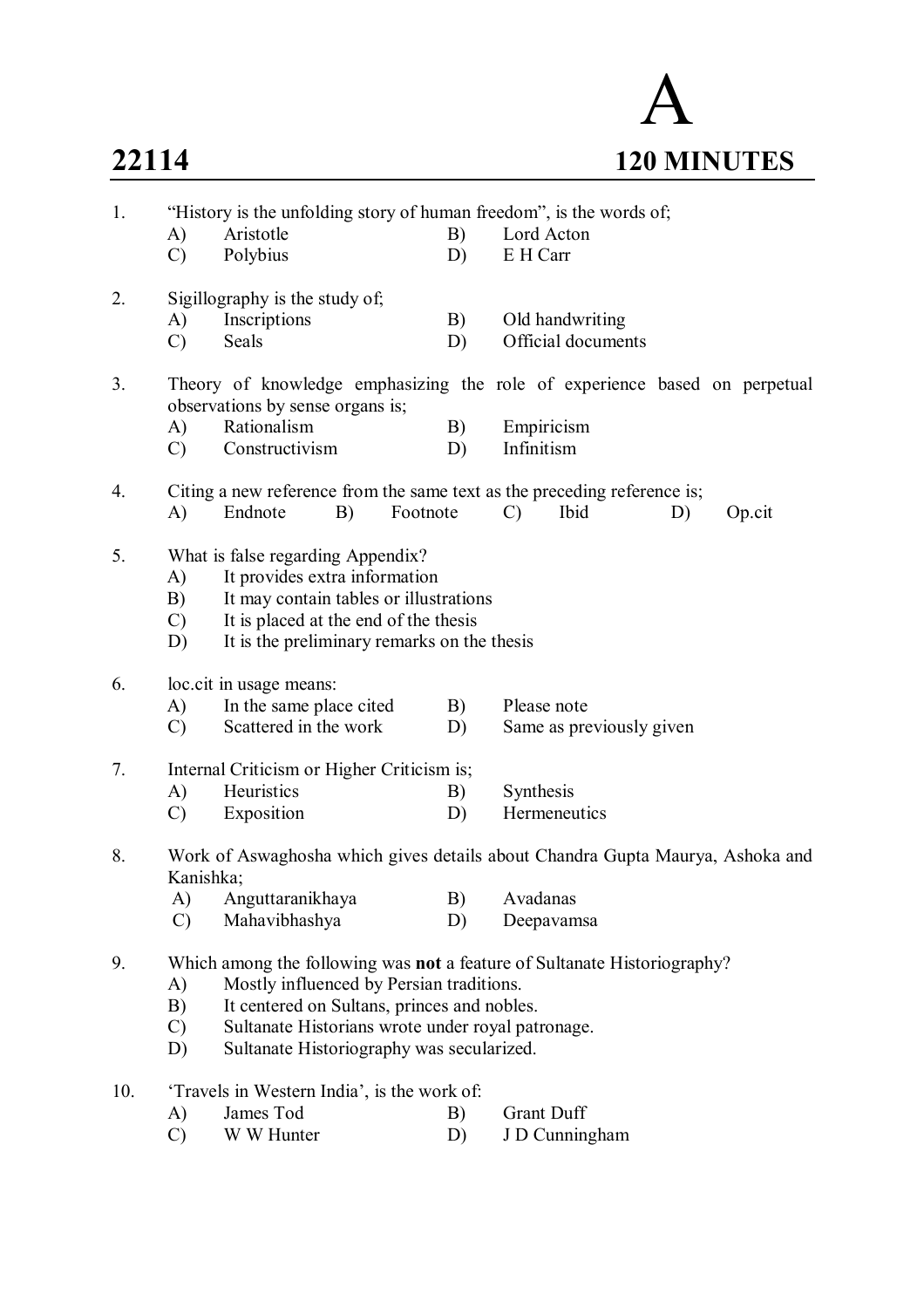# 22114

**A**

**120 MINUTES**

1. "History is the unfolding story of human freedom", is the words of;
   - A) Aristotle
   - B) Lord Acton
   - C) Polybius
   - D) E H Carr

2. Sigillography is the study of;
   - A) Inscriptions
   - B) Old handwriting
   - C) Seals
   - D) Official documents

3. Theory of knowledge emphasizing the role of experience based on perpetual observations by sense organs is;
   - A) Rationalism
   - B) Empiricism
   - C) Constructivism
   - D) Infinitism

4. Citing a new reference from the same text as the preceding reference is;
   - A) Endnote
   - B) Footnote
   - C) Ibid
   - D) Op.cit

5. What is false regarding Appendix?
   - A) It provides extra information
   - B) It may contain tables or illustrations
   - C) It is placed at the end of the thesis
   - D) It is the preliminary remarks on the thesis

6. loc.cit in usage means:
   - A) In the same place cited
   - B) Please note
   - C) Scattered in the work
   - D) Same as previously given

7. Internal Criticism or Higher Criticism is;
   - A) Heuristics
   - B) Synthesis
   - C) Exposition
   - D) Hermeneutics

8. Work of Aswaghosha which gives details about Chandra Gupta Maurya, Ashoka and Kanishka;
   - A) Anguttaranikhaya
   - B) Avadanas
   - C) Mahavibhashya
   - D) Deepavamsa

9. Which among the following was **not** a feature of Sultanate Historiography?
   - A) Mostly influenced by Persian traditions.
   - B) It centered on Sultans, princes and nobles.
   - C) Sultanate Historians wrote under royal patronage.
   - D) Sultanate Historiography was secularized.

10. 'Travels in Western India', is the work of:
    - A) James Tod
    - B) Grant Duff
    - C) W W Hunter
    - D) J D Cunningham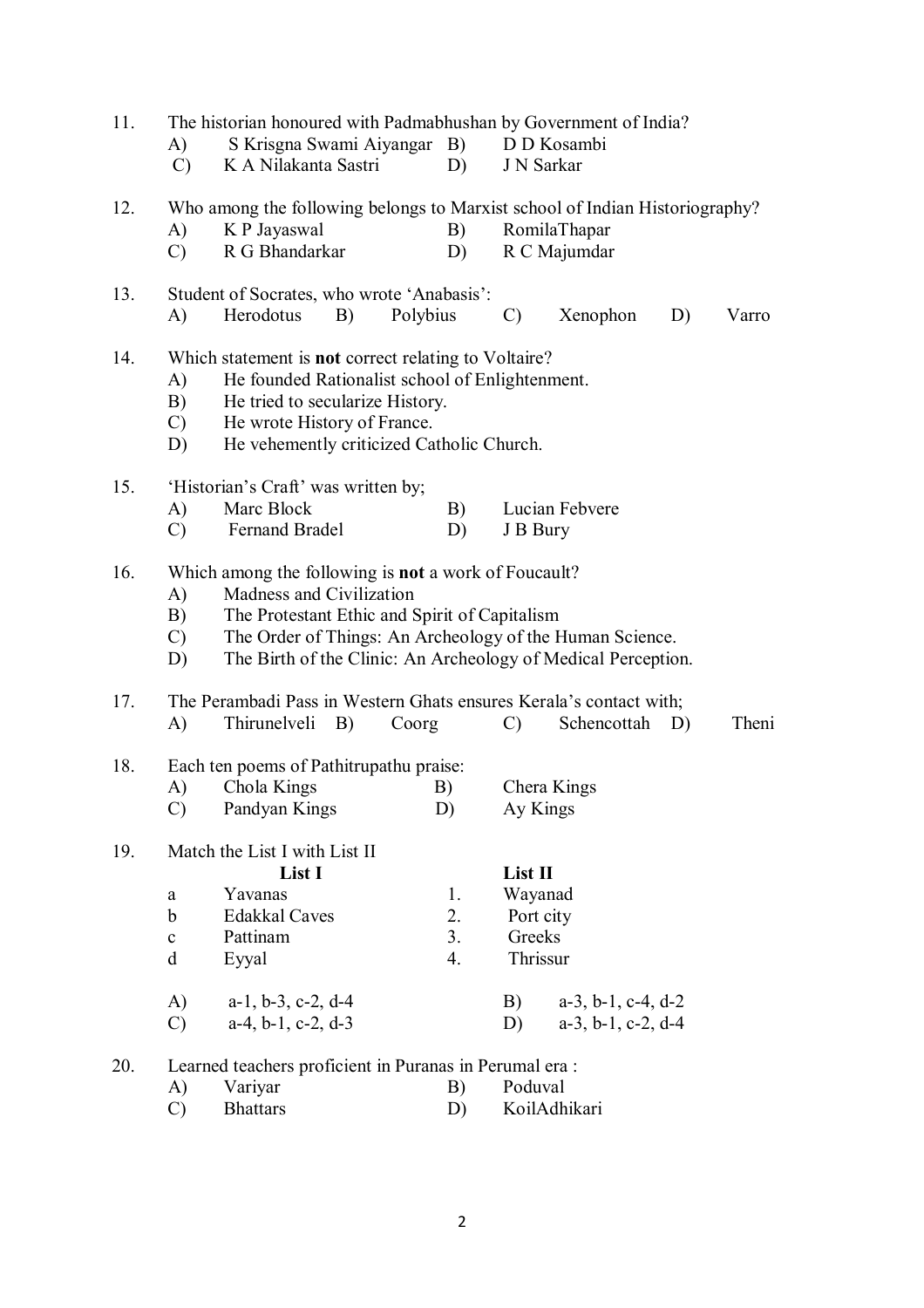11. The historian honoured with Padmabhushan by Government of India?
    A) S Krisgna Swami Aiyangar B) D D Kosambi
    C) K A Nilakanta Sastri D) J N Sarkar

12. Who among the following belongs to Marxist school of Indian Historiography?
    A) K P Jayaswal B) RomilaThapar
    C) R G Bhandarkar D) R C Majumdar

13. Student of Socrates, who wrote 'Anabasis':
    A) Herodotus B) Polybius C) Xenophon D) Varro

14. Which statement is **not** correct relating to Voltaire?
    A) He founded Rationalist school of Enlightenment.
    B) He tried to secularize History.
    C) He wrote History of France.
    D) He vehemently criticized Catholic Church.

15. 'Historian's Craft' was written by;
    A) Marc Block B) Lucian Febvere
    C) Fernand Bradel D) J B Bury

16. Which among the following is **not** a work of Foucault?
    A) Madness and Civilization
    B) The Protestant Ethic and Spirit of Capitalism
    C) The Order of Things: An Archeology of the Human Science.
    D) The Birth of the Clinic: An Archeology of Medical Perception.

17. The Perambadi Pass in Western Ghats ensures Kerala's contact with;
    A) Thirunelveli B) Coorg C) Schencottah D) Theni

18. Each ten poems of Pathitrupathu praise:
    A) Chola Kings B) Chera Kings
    C) Pandyan Kings D) Ay Kings

19. Match the List I with List II

|   | List I | | List II |
|---|---|---|---|
| a | Yavanas | 1. | Wayanad |
| b | Edakkal Caves | 2. | Port city |
| c | Pattinam | 3. | Greeks |
| d | Eyyal | 4. | Thrissur |

    A) a-1, b-3, c-2, d-4 B) a-3, b-1, c-4, d-2
    C) a-4, b-1, c-2, d-3 D) a-3, b-1, c-2, d-4

20. Learned teachers proficient in Puranas in Perumal era :
    A) Variyar B) Poduval
    C) Bhattars D) KoilAdhikari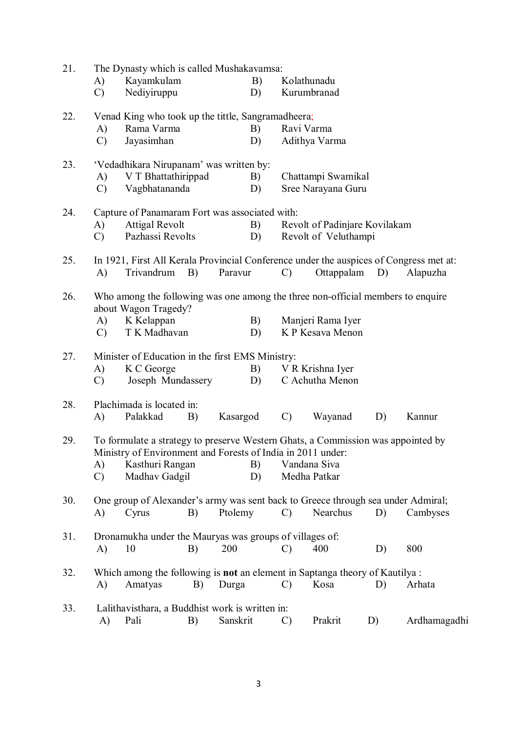21. The Dynasty which is called Mushakavamsa:
    - A) Kayamkulam
    - B) Kolathunadu
    - C) Nediyiruppu
    - D) Kurumbranad

22. Venad King who took up the tittle, Sangramadheera;
    - A) Rama Varma
    - B) Ravi Varma
    - C) Jayasimhan
    - D) Adithya Varma

23. 'Vedadhikara Nirupanam' was written by:
    - A) V T Bhattathirippad
    - B) Chattampi Swamikal
    - C) Vagbhatananda
    - D) Sree Narayana Guru

24. Capture of Panamaram Fort was associated with:
    - A) Attigal Revolt
    - B) Revolt of Padinjare Kovilakam
    - C) Pazhassi Revolts
    - D) Revolt of Veluthampi

25. In 1921, First All Kerala Provincial Conference under the auspices of Congress met at:
    - A) Trivandrum
    - B) Paravur
    - C) Ottappalam
    - D) Alapuzha

26. Who among the following was one among the three non-official members to enquire about Wagon Tragedy?
    - A) K Kelappan
    - B) Manjeri Rama Iyer
    - C) T K Madhavan
    - D) K P Kesava Menon

27. Minister of Education in the first EMS Ministry:
    - A) K C George
    - B) V R Krishna Iyer
    - C) Joseph Mundassery
    - D) C Achutha Menon

28. Plachimada is located in:
    - A) Palakkad
    - B) Kasargod
    - C) Wayanad
    - D) Kannur

29. To formulate a strategy to preserve Western Ghats, a Commission was appointed by Ministry of Environment and Forests of India in 2011 under:
    - A) Kasthuri Rangan
    - B) Vandana Siva
    - C) Madhav Gadgil
    - D) Medha Patkar

30. One group of Alexander's army was sent back to Greece through sea under Admiral;
    - A) Cyrus
    - B) Ptolemy
    - C) Nearchus
    - D) Cambyses

31. Dronamukha under the Mauryas was groups of villages of:
    - A) 10
    - B) 200
    - C) 400
    - D) 800

32. Which among the following is **not** an element in Saptanga theory of Kautilya :
    - A) Amatyas
    - B) Durga
    - C) Kosa
    - D) Arhata

33. Lalithavisthara, a Buddhist work is written in:
    - A) Pali
    - B) Sanskrit
    - C) Prakrit
    - D) Ardhamagadhi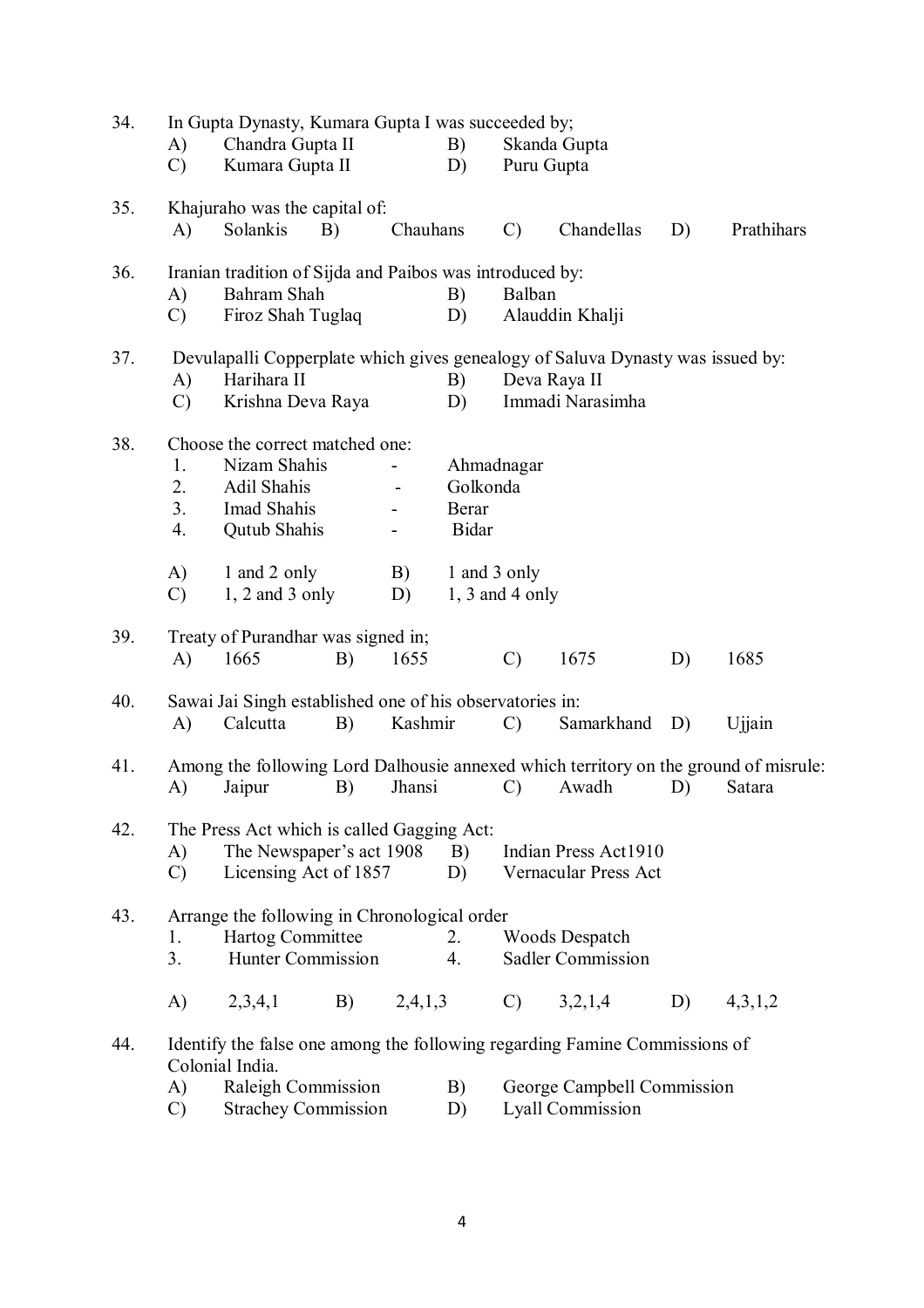34. In Gupta Dynasty, Kumara Gupta I was succeeded by;

A) Chandra Gupta II B) Skanda Gupta
C) Kumara Gupta II D) Puru Gupta

35. Khajuraho was the capital of:

A) Solankis B) Chauhans C) Chandellas D) Prathihars

36. Iranian tradition of Sijda and Paibos was introduced by:

A) Bahram Shah B) Balban
C) Firoz Shah Tuglaq D) Alauddin Khalji

37. Devulapalli Copperplate which gives genealogy of Saluva Dynasty was issued by:

A) Harihara II B) Deva Raya II
C) Krishna Deva Raya D) Immadi Narasimha

38. Choose the correct matched one:

1. Nizam Shahis - Ahmadnagar
2. Adil Shahis - Golkonda
3. Imad Shahis - Berar
4. Qutub Shahis - Bidar

A) 1 and 2 only B) 1 and 3 only
C) 1, 2 and 3 only D) 1, 3 and 4 only

39. Treaty of Purandhar was signed in;

A) 1665 B) 1655 C) 1675 D) 1685

40. Sawai Jai Singh established one of his observatories in:

A) Calcutta B) Kashmir C) Samarkhand D) Ujjain

41. Among the following Lord Dalhousie annexed which territory on the ground of misrule:

A) Jaipur B) Jhansi C) Awadh D) Satara

42. The Press Act which is called Gagging Act:

A) The Newspaper's act 1908 B) Indian Press Act1910
C) Licensing Act of 1857 D) Vernacular Press Act

43. Arrange the following in Chronological order

1. Hartog Committee 2. Woods Despatch
3. Hunter Commission 4. Sadler Commission

A) 2,3,4,1 B) 2,4,1,3 C) 3,2,1,4 D) 4,3,1,2

44. Identify the false one among the following regarding Famine Commissions of Colonial India.

A) Raleigh Commission B) George Campbell Commission
C) Strachey Commission D) Lyall Commission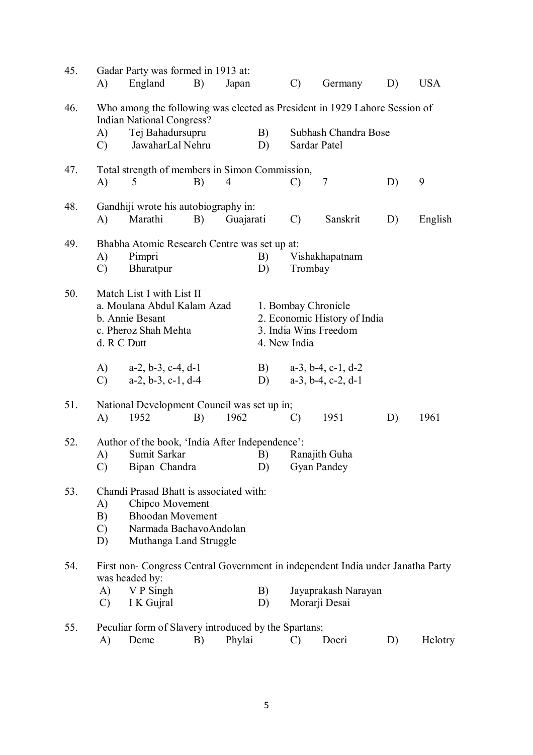45. Gadar Party was formed in 1913 at:
A) England B) Japan C) Germany D) USA

46. Who among the following was elected as President in 1929 Lahore Session of Indian National Congress?
A) Tej Bahadursupru B) Subhash Chandra Bose
C) JawaharLal Nehru D) Sardar Patel

47. Total strength of members in Simon Commission,
A) 5 B) 4 C) 7 D) 9

48. Gandhiji wrote his autobiography in:
A) Marathi B) Guajarati C) Sanskrit D) English

49. Bhabha Atomic Research Centre was set up at:
A) Pimpri B) Vishakhapatnam
C) Bharatpur D) Trombay

50. Match List I with List II

| List I | List II |
|---|---|
| a. Moulana Abdul Kalam Azad | 1. Bombay Chronicle |
| b. Annie Besant | 2. Economic History of India |
| c. Pheroz Shah Mehta | 3. India Wins Freedom |
| d. R C Dutt | 4. New India |

A) a-2, b-3, c-4, d-1 B) a-3, b-4, c-1, d-2
C) a-2, b-3, c-1, d-4 D) a-3, b-4, c-2, d-1

51. National Development Council was set up in;
A) 1952 B) 1962 C) 1951 D) 1961

52. Author of the book, 'India After Independence':
A) Sumit Sarkar B) Ranajith Guha
C) Bipan Chandra D) Gyan Pandey

53. Chandi Prasad Bhatt is associated with:
A) Chipco Movement
B) Bhoodan Movement
C) Narmada BachavoAndolan
D) Muthanga Land Struggle

54. First non- Congress Central Government in independent India under Janatha Party was headed by:
A) V P Singh B) Jayaprakash Narayan
C) I K Gujral D) Morarji Desai

55. Peculiar form of Slavery introduced by the Spartans;
A) Deme B) Phylai C) Doeri D) Helotry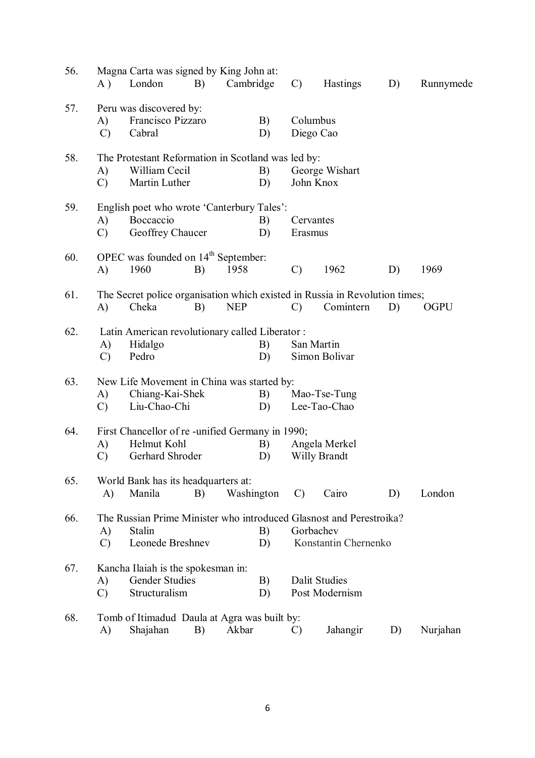56. Magna Carta was signed by King John at:
   A ) London B) Cambridge C) Hastings D) Runnymede

57. Peru was discovered by:
   A) Francisco Pizzaro
   B) Columbus
   C) Cabral
   D) Diego Cao

58. The Protestant Reformation in Scotland was led by:
   A) William Cecil
   B) George Wishart
   C) Martin Luther
   D) John Knox

59. English poet who wrote 'Canterbury Tales':
   A) Boccaccio
   B) Cervantes
   C) Geoffrey Chaucer
   D) Erasmus

60. OPEC was founded on 14th September:
   A) 1960 B) 1958 C) 1962 D) 1969

61. The Secret police organisation which existed in Russia in Revolution times;
   A) Cheka B) NEP C) Comintern D) OGPU

62. Latin American revolutionary called Liberator :
   A) Hidalgo
   B) San Martin
   C) Pedro
   D) Simon Bolivar

63. New Life Movement in China was started by:
   A) Chiang-Kai-Shek
   B) Mao-Tse-Tung
   C) Liu-Chao-Chi
   D) Lee-Tao-Chao

64. First Chancellor of re -unified Germany in 1990;
   A) Helmut Kohl
   B) Angela Merkel
   C) Gerhard Shroder
   D) Willy Brandt

65. World Bank has its headquarters at:
   A) Manila B) Washington C) Cairo D) London

66. The Russian Prime Minister who introduced Glasnost and Perestroika?
   A) Stalin
   B) Gorbachev
   C) Leonede Breshnev
   D) Konstantin Chernenko

67. Kancha Ilaiah is the spokesman in:
   A) Gender Studies
   B) Dalit Studies
   C) Structuralism
   D) Post Modernism

68. Tomb of Itimadud Daula at Agra was built by:
   A) Shajahan B) Akbar C) Jahangir D) Nurjahan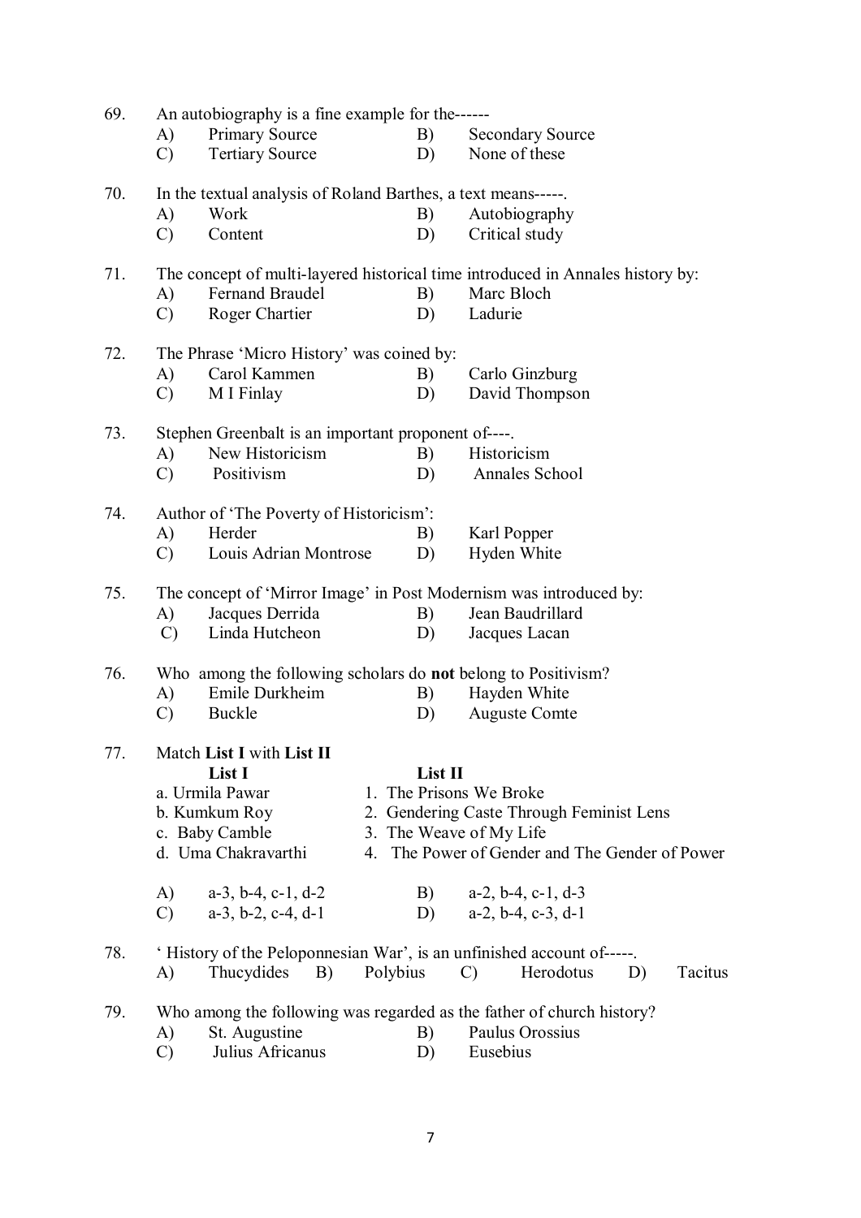69. An autobiography is a fine example for the------

A) Primary Source  B) Secondary Source
C) Tertiary Source  D) None of these

70. In the textual analysis of Roland Barthes, a text means-----.

A) Work  B) Autobiography
C) Content  D) Critical study

71. The concept of multi-layered historical time introduced in Annales history by:

A) Fernand Braudel  B) Marc Bloch
C) Roger Chartier  D) Ladurie

72. The Phrase 'Micro History' was coined by:

A) Carol Kammen  B) Carlo Ginzburg
C) M I Finlay  D) David Thompson

73. Stephen Greenbalt is an important proponent of----.

A) New Historicism  B) Historicism
C) Positivism  D) Annales School

74. Author of 'The Poverty of Historicism':

A) Herder  B) Karl Popper
C) Louis Adrian Montrose  D) Hyden White

75. The concept of 'Mirror Image' in Post Modernism was introduced by:

A) Jacques Derrida  B) Jean Baudrillard
C) Linda Hutcheon  D) Jacques Lacan

76. Who among the following scholars do **not** belong to Positivism?

A) Emile Durkheim  B) Hayden White
C) Buckle  D) Auguste Comte

77. Match **List I** with **List II**

| **List I** | **List II** |
|---|---|
| a. Urmila Pawar | 1. The Prisons We Broke |
| b. Kumkum Roy | 2. Gendering Caste Through Feminist Lens |
| c. Baby Camble | 3. The Weave of My Life |
| d. Uma Chakravarthi | 4. The Power of Gender and The Gender of Power |

A) a-3, b-4, c-1, d-2  B) a-2, b-4, c-1, d-3
C) a-3, b-2, c-4, d-1  D) a-2, b-4, c-3, d-1

78. ' History of the Peloponnesian War', is an unfinished account of-----.

A) Thucydides  B) Polybius  C) Herodotus  D) Tacitus

79. Who among the following was regarded as the father of church history?

A) St. Augustine  B) Paulus Orossius
C) Julius Africanus  D) Eusebius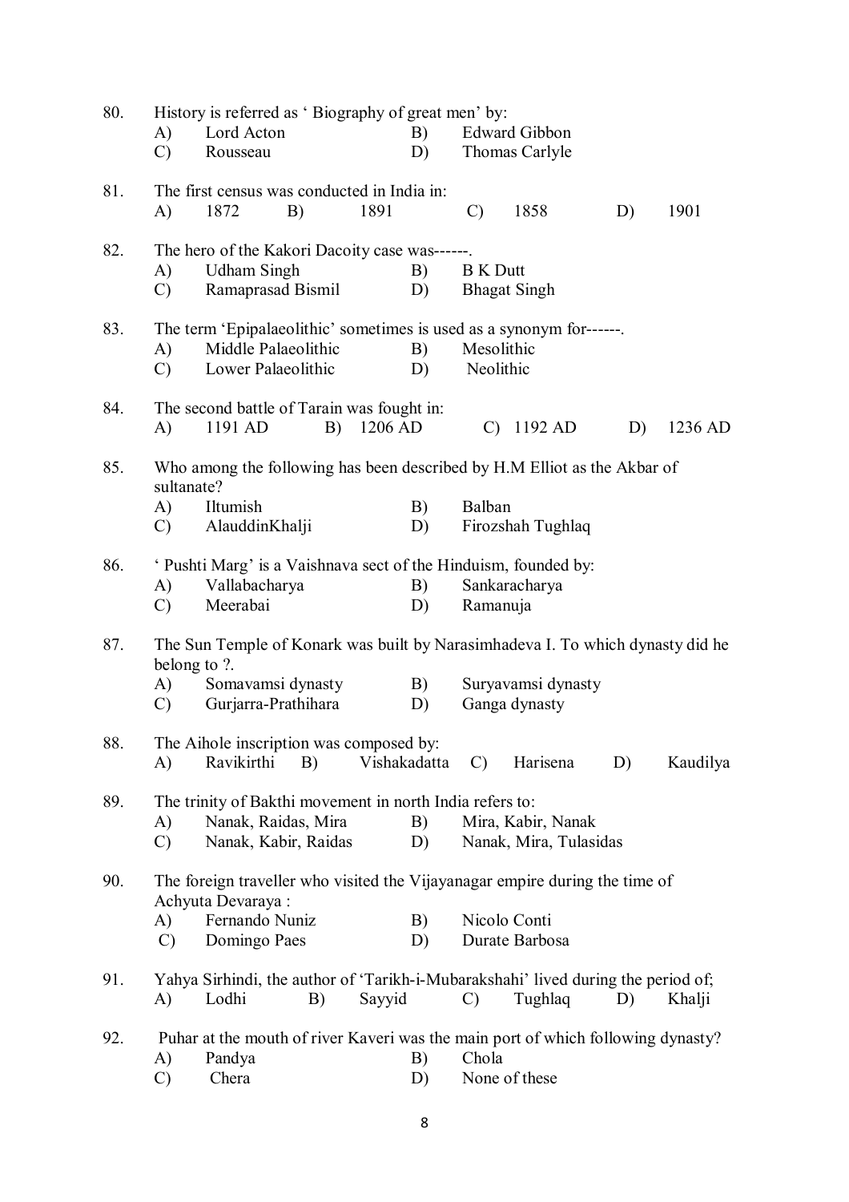80. History is referred as ' Biography of great men' by:

A) Lord Acton B) Edward Gibbon
C) Rousseau D) Thomas Carlyle

81. The first census was conducted in India in:

A) 1872 B) 1891 C) 1858 D) 1901

82. The hero of the Kakori Dacoity case was------.

A) Udham Singh B) B K Dutt
C) Ramaprasad Bismil D) Bhagat Singh

83. The term 'Epipalaeolithic' sometimes is used as a synonym for------.

A) Middle Palaeolithic B) Mesolithic
C) Lower Palaeolithic D) Neolithic

84. The second battle of Tarain was fought in:

A) 1191 AD B) 1206 AD C) 1192 AD D) 1236 AD

85. Who among the following has been described by H.M Elliot as the Akbar of sultanate?

A) Iltumish B) Balban
C) AlauddinKhalji D) Firozshah Tughlaq

86. ' Pushti Marg' is a Vaishnava sect of the Hinduism, founded by:

A) Vallabacharya B) Sankaracharya
C) Meerabai D) Ramanuja

87. The Sun Temple of Konark was built by Narasimhadeva I. To which dynasty did he belong to ?.

A) Somavamsi dynasty B) Suryavamsi dynasty
C) Gurjarra-Prathihara D) Ganga dynasty

88. The Aihole inscription was composed by:

A) Ravikirthi B) Vishakadatta C) Harisena D) Kaudilya

89. The trinity of Bakthi movement in north India refers to:

A) Nanak, Raidas, Mira B) Mira, Kabir, Nanak
C) Nanak, Kabir, Raidas D) Nanak, Mira, Tulasidas

90. The foreign traveller who visited the Vijayanagar empire during the time of Achyuta Devaraya :

A) Fernando Nuniz B) Nicolo Conti
C) Domingo Paes D) Durate Barbosa

91. Yahya Sirhindi, the author of 'Tarikh-i-Mubarakshahi' lived during the period of;

A) Lodhi B) Sayyid C) Tughlaq D) Khalji

92. Puhar at the mouth of river Kaveri was the main port of which following dynasty?

A) Pandya B) Chola
C) Chera D) None of these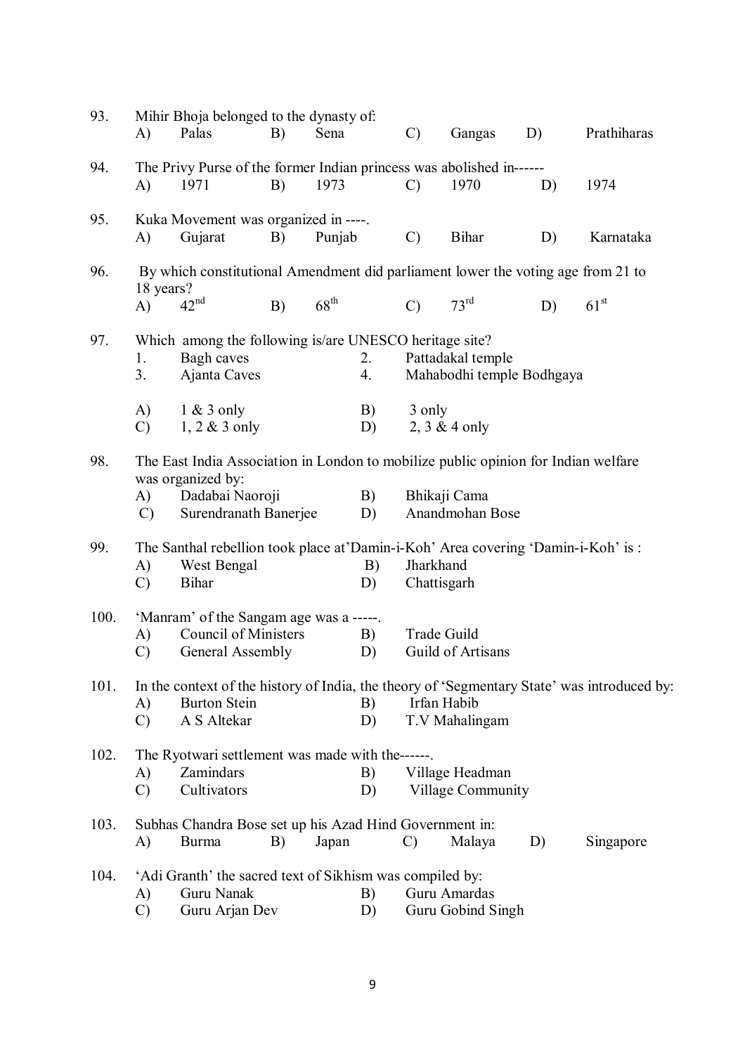93. Mihir Bhoja belonged to the dynasty of:
A) Palas B) Sena C) Gangas D) Prathiharas

94. The Privy Purse of the former Indian princess was abolished in------
A) 1971 B) 1973 C) 1970 D) 1974

95. Kuka Movement was organized in ----.
A) Gujarat B) Punjab C) Bihar D) Karnataka

96. By which constitutional Amendment did parliament lower the voting age from 21 to 18 years?
A) 42nd B) 68th C) 73rd D) 61st

97. Which among the following is/are UNESCO heritage site?
1. Bagh caves
2. Pattadakal temple
3. Ajanta Caves
4. Mahabodhi temple Bodhgaya

A) 1 & 3 only B) 3 only
C) 1, 2 & 3 only D) 2, 3 & 4 only

98. The East India Association in London to mobilize public opinion for Indian welfare was organized by:
A) Dadabai Naoroji B) Bhikaji Cama
C) Surendranath Banerjee D) Anandmohan Bose

99. The Santhal rebellion took place at'Damin-i-Koh' Area covering 'Damin-i-Koh' is :
A) West Bengal B) Jharkhand
C) Bihar D) Chattisgarh

100. 'Manram' of the Sangam age was a -----.
A) Council of Ministers B) Trade Guild
C) General Assembly D) Guild of Artisans

101. In the context of the history of India, the theory of 'Segmentary State' was introduced by:
A) Burton Stein B) Irfan Habib
C) A S Altekar D) T.V Mahalingam

102. The Ryotwari settlement was made with the------.
A) Zamindars B) Village Headman
C) Cultivators D) Village Community

103. Subhas Chandra Bose set up his Azad Hind Government in:
A) Burma B) Japan C) Malaya D) Singapore

104. 'Adi Granth' the sacred text of Sikhism was compiled by:
A) Guru Nanak B) Guru Amardas
C) Guru Arjan Dev D) Guru Gobind Singh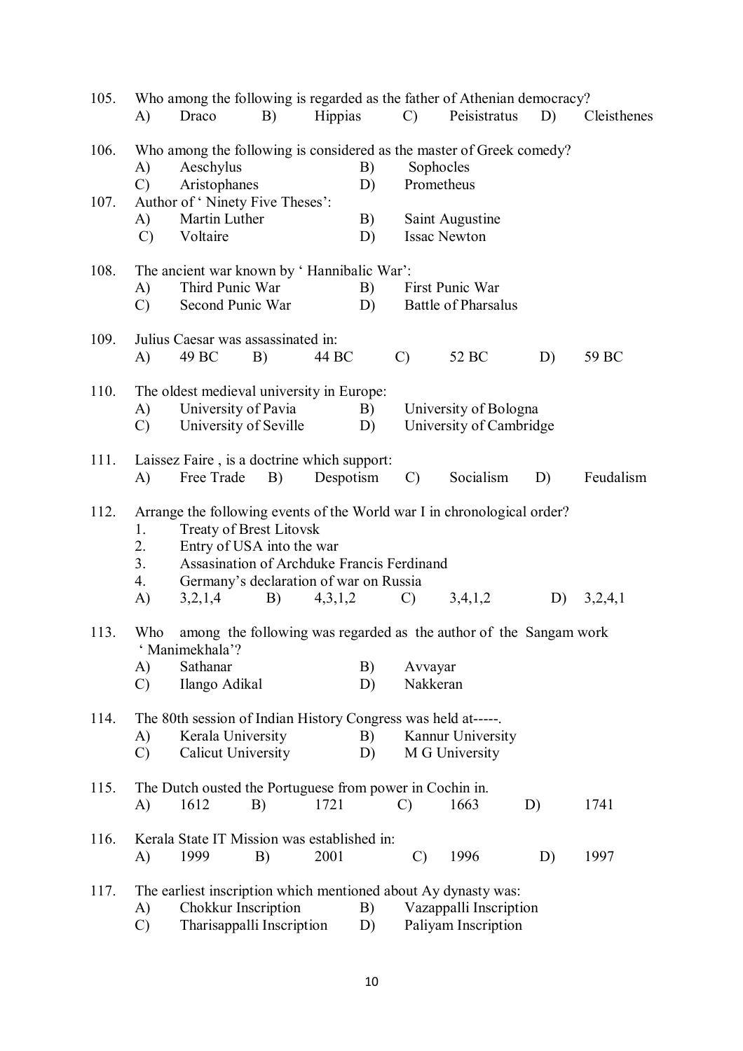105. Who among the following is regarded as the father of Athenian democracy?

A) Draco B) Hippias C) Peisistratus D) Cleisthenes

106. Who among the following is considered as the master of Greek comedy?

A) Aeschylus B) Sophocles

C) Aristophanes D) Prometheus

107. Author of ' Ninety Five Theses':

A) Martin Luther B) Saint Augustine

C) Voltaire D) Issac Newton

108. The ancient war known by ' Hannibalic War':

A) Third Punic War B) First Punic War

C) Second Punic War D) Battle of Pharsalus

109. Julius Caesar was assassinated in:

A) 49 BC B) 44 BC C) 52 BC D) 59 BC

110. The oldest medieval university in Europe:

A) University of Pavia B) University of Bologna

C) University of Seville D) University of Cambridge

111. Laissez Faire , is a doctrine which support:

A) Free Trade B) Despotism C) Socialism D) Feudalism

112. Arrange the following events of the World war I in chronological order?

1. Treaty of Brest Litovsk
2. Entry of USA into the war
3. Assasination of Archduke Francis Ferdinand
4. Germany's declaration of war on Russia

A) 3,2,1,4 B) 4,3,1,2 C) 3,4,1,2 D) 3,2,4,1

113. Who among the following was regarded as the author of the Sangam work ' Manimekhala'?

A) Sathanar B) Avvayar

C) Ilango Adikal D) Nakkeran

114. The 80th session of Indian History Congress was held at-----.

A) Kerala University B) Kannur University

C) Calicut University D) M G University

115. The Dutch ousted the Portuguese from power in Cochin in.

A) 1612 B) 1721 C) 1663 D) 1741

116. Kerala State IT Mission was established in:

A) 1999 B) 2001 C) 1996 D) 1997

117. The earliest inscription which mentioned about Ay dynasty was:

A) Chokkur Inscription B) Vazappalli Inscription

C) Tharisappalli Inscription D) Paliyam Inscription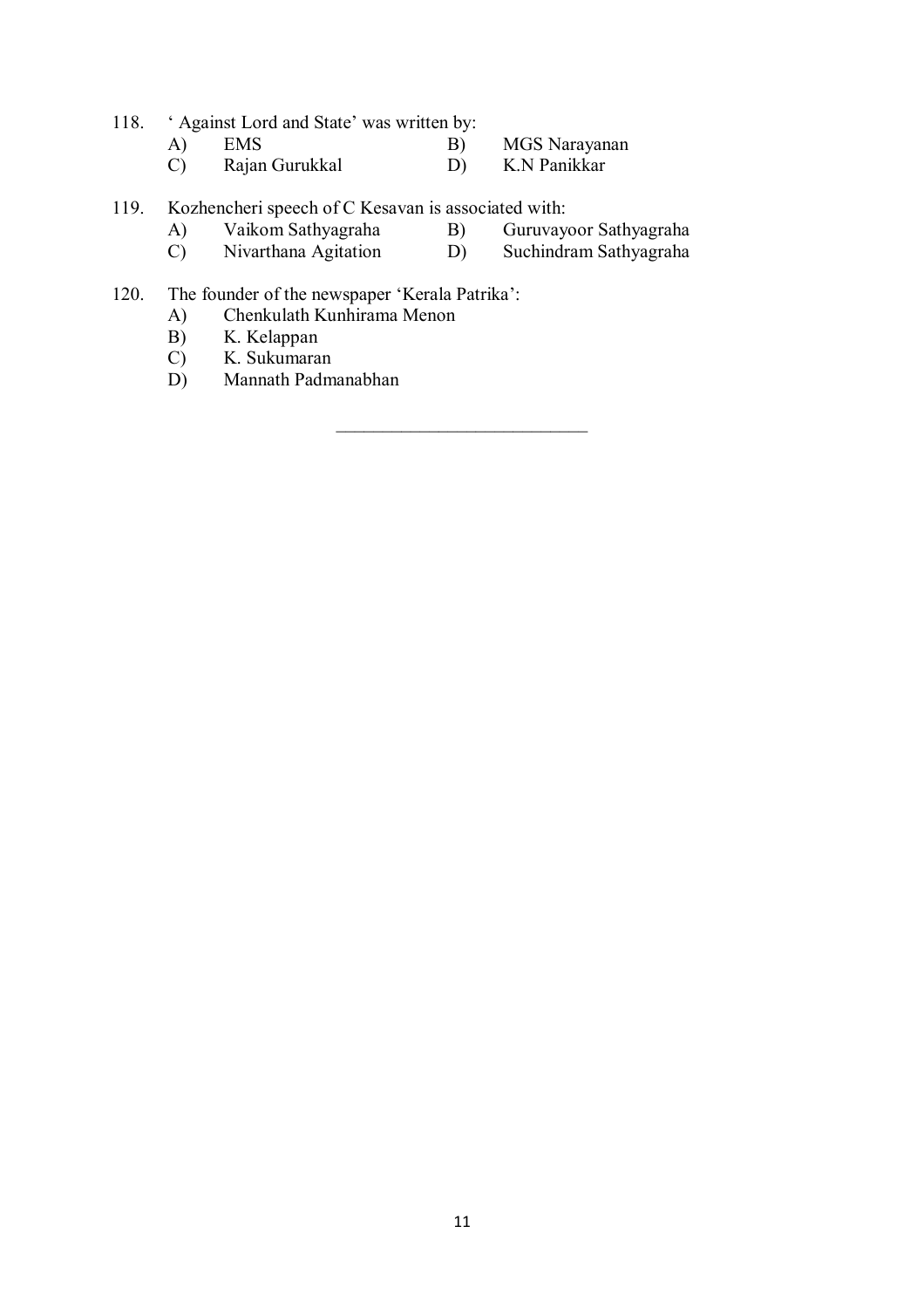118. ' Against Lord and State' was written by:

A) EMS
B) MGS Narayanan
C) Rajan Gurukkal
D) K.N Panikkar

119. Kozhencheri speech of C Kesavan is associated with:

A) Vaikom Sathyagraha
B) Guruvayoor Sathyagraha
C) Nivarthana Agitation
D) Suchindram Sathyagraha

120. The founder of the newspaper 'Kerala Patrika':

A) Chenkulath Kunhirama Menon
B) K. Kelappan
C) K. Sukumaran
D) Mannath Padmanabhan

---